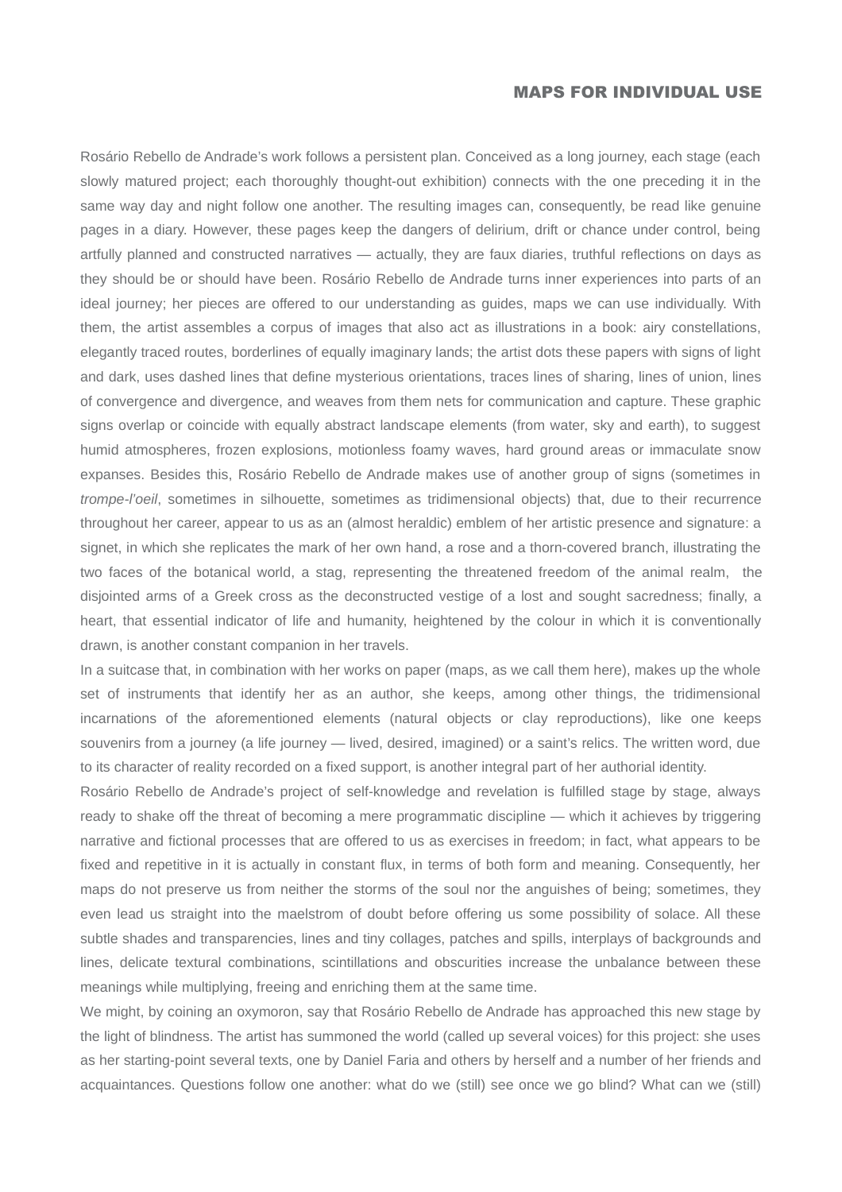## MAPS FOR INDIVIDUAL USE

Rosário Rebello de Andrade's work follows a persistent plan. Conceived as a long journey, each stage (each slowly matured project; each thoroughly thought-out exhibition) connects with the one preceding it in the same way day and night follow one another. The resulting images can, consequently, be read like genuine pages in a diary. However, these pages keep the dangers of delirium, drift or chance under control, being artfully planned and constructed narratives — actually, they are faux diaries, truthful reflections on days as they should be or should have been. Rosário Rebello de Andrade turns inner experiences into parts of an ideal journey; her pieces are offered to our understanding as guides, maps we can use individually. With them, the artist assembles a corpus of images that also act as illustrations in a book: airy constellations, elegantly traced routes, borderlines of equally imaginary lands; the artist dots these papers with signs of light and dark, uses dashed lines that define mysterious orientations, traces lines of sharing, lines of union, lines of convergence and divergence, and weaves from them nets for communication and capture. These graphic signs overlap or coincide with equally abstract landscape elements (from water, sky and earth), to suggest humid atmospheres, frozen explosions, motionless foamy waves, hard ground areas or immaculate snow expanses. Besides this, Rosário Rebello de Andrade makes use of another group of signs (sometimes in *trompe-l'oeil*, sometimes in silhouette, sometimes as tridimensional objects) that, due to their recurrence throughout her career, appear to us as an (almost heraldic) emblem of her artistic presence and signature: a signet, in which she replicates the mark of her own hand, a rose and a thorn-covered branch, illustrating the two faces of the botanical world, a stag, representing the threatened freedom of the animal realm, the disjointed arms of a Greek cross as the deconstructed vestige of a lost and sought sacredness; finally, a heart, that essential indicator of life and humanity, heightened by the colour in which it is conventionally drawn, is another constant companion in her travels.

In a suitcase that, in combination with her works on paper (maps, as we call them here), makes up the whole set of instruments that identify her as an author, she keeps, among other things, the tridimensional incarnations of the aforementioned elements (natural objects or clay reproductions), like one keeps souvenirs from a journey (a life journey — lived, desired, imagined) or a saint's relics. The written word, due to its character of reality recorded on a fixed support, is another integral part of her authorial identity.

Rosário Rebello de Andrade's project of self-knowledge and revelation is fulfilled stage by stage, always ready to shake off the threat of becoming a mere programmatic discipline — which it achieves by triggering narrative and fictional processes that are offered to us as exercises in freedom; in fact, what appears to be fixed and repetitive in it is actually in constant flux, in terms of both form and meaning. Consequently, her maps do not preserve us from neither the storms of the soul nor the anguishes of being; sometimes, they even lead us straight into the maelstrom of doubt before offering us some possibility of solace. All these subtle shades and transparencies, lines and tiny collages, patches and spills, interplays of backgrounds and lines, delicate textural combinations, scintillations and obscurities increase the unbalance between these meanings while multiplying, freeing and enriching them at the same time.

We might, by coining an oxymoron, say that Rosário Rebello de Andrade has approached this new stage by the light of blindness. The artist has summoned the world (called up several voices) for this project: she uses as her starting-point several texts, one by Daniel Faria and others by herself and a number of her friends and acquaintances. Questions follow one another: what do we (still) see once we go blind? What can we (still)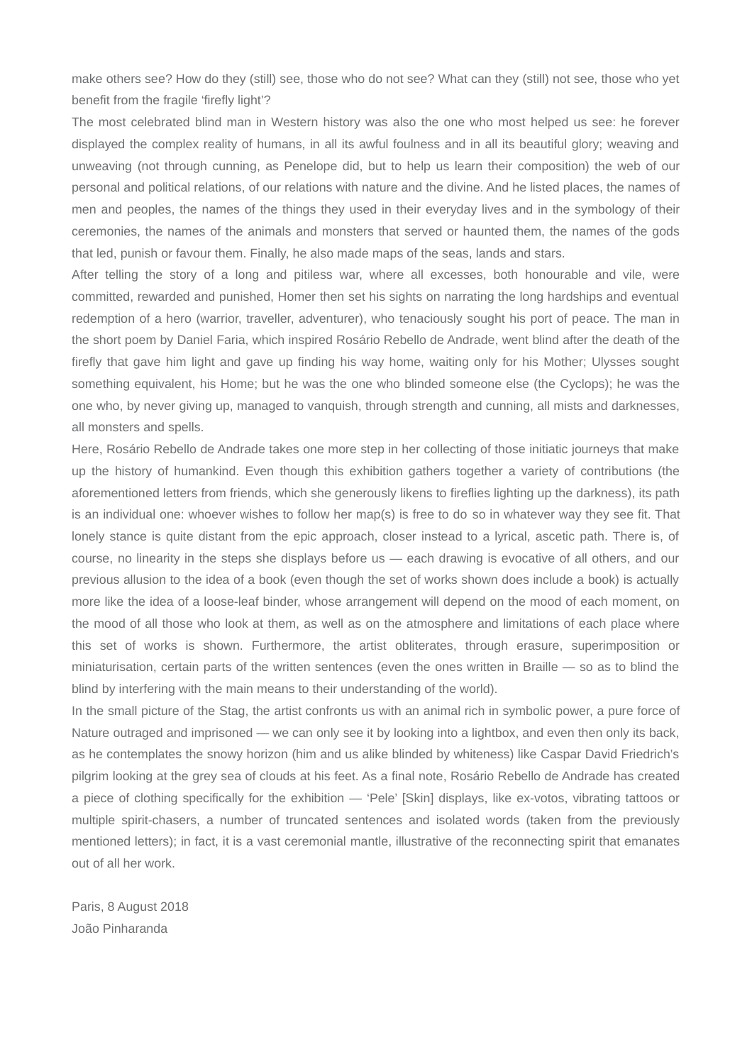make others see? How do they (still) see, those who do not see? What can they (still) not see, those who yet benefit from the fragile 'firefly light'?

The most celebrated blind man in Western history was also the one who most helped us see: he forever displayed the complex reality of humans, in all its awful foulness and in all its beautiful glory; weaving and unweaving (not through cunning, as Penelope did, but to help us learn their composition) the web of our personal and political relations, of our relations with nature and the divine. And he listed places, the names of men and peoples, the names of the things they used in their everyday lives and in the symbology of their ceremonies, the names of the animals and monsters that served or haunted them, the names of the gods that led, punish or favour them. Finally, he also made maps of the seas, lands and stars.

After telling the story of a long and pitiless war, where all excesses, both honourable and vile, were committed, rewarded and punished, Homer then set his sights on narrating the long hardships and eventual redemption of a hero (warrior, traveller, adventurer), who tenaciously sought his port of peace. The man in the short poem by Daniel Faria, which inspired Rosário Rebello de Andrade, went blind after the death of the firefly that gave him light and gave up finding his way home, waiting only for his Mother; Ulysses sought something equivalent, his Home; but he was the one who blinded someone else (the Cyclops); he was the one who, by never giving up, managed to vanquish, through strength and cunning, all mists and darknesses, all monsters and spells.

Here, Rosário Rebello de Andrade takes one more step in her collecting of those initiatic journeys that make up the history of humankind. Even though this exhibition gathers together a variety of contributions (the aforementioned letters from friends, which she generously likens to fireflies lighting up the darkness), its path is an individual one: whoever wishes to follow her map(s) is free to do so in whatever way they see fit. That lonely stance is quite distant from the epic approach, closer instead to a lyrical, ascetic path. There is, of course, no linearity in the steps she displays before us — each drawing is evocative of all others, and our previous allusion to the idea of a book (even though the set of works shown does include a book) is actually more like the idea of a loose-leaf binder, whose arrangement will depend on the mood of each moment, on the mood of all those who look at them, as well as on the atmosphere and limitations of each place where this set of works is shown. Furthermore, the artist obliterates, through erasure, superimposition or miniaturisation, certain parts of the written sentences (even the ones written in Braille — so as to blind the blind by interfering with the main means to their understanding of the world).

In the small picture of the Stag, the artist confronts us with an animal rich in symbolic power, a pure force of Nature outraged and imprisoned — we can only see it by looking into a lightbox, and even then only its back, as he contemplates the snowy horizon (him and us alike blinded by whiteness) like Caspar David Friedrich's pilgrim looking at the grey sea of clouds at his feet. As a final note, Rosário Rebello de Andrade has created a piece of clothing specifically for the exhibition — 'Pele' [Skin] displays, like ex-votos, vibrating tattoos or multiple spirit-chasers, a number of truncated sentences and isolated words (taken from the previously mentioned letters); in fact, it is a vast ceremonial mantle, illustrative of the reconnecting spirit that emanates out of all her work.

Paris, 8 August 2018
João Pinharanda